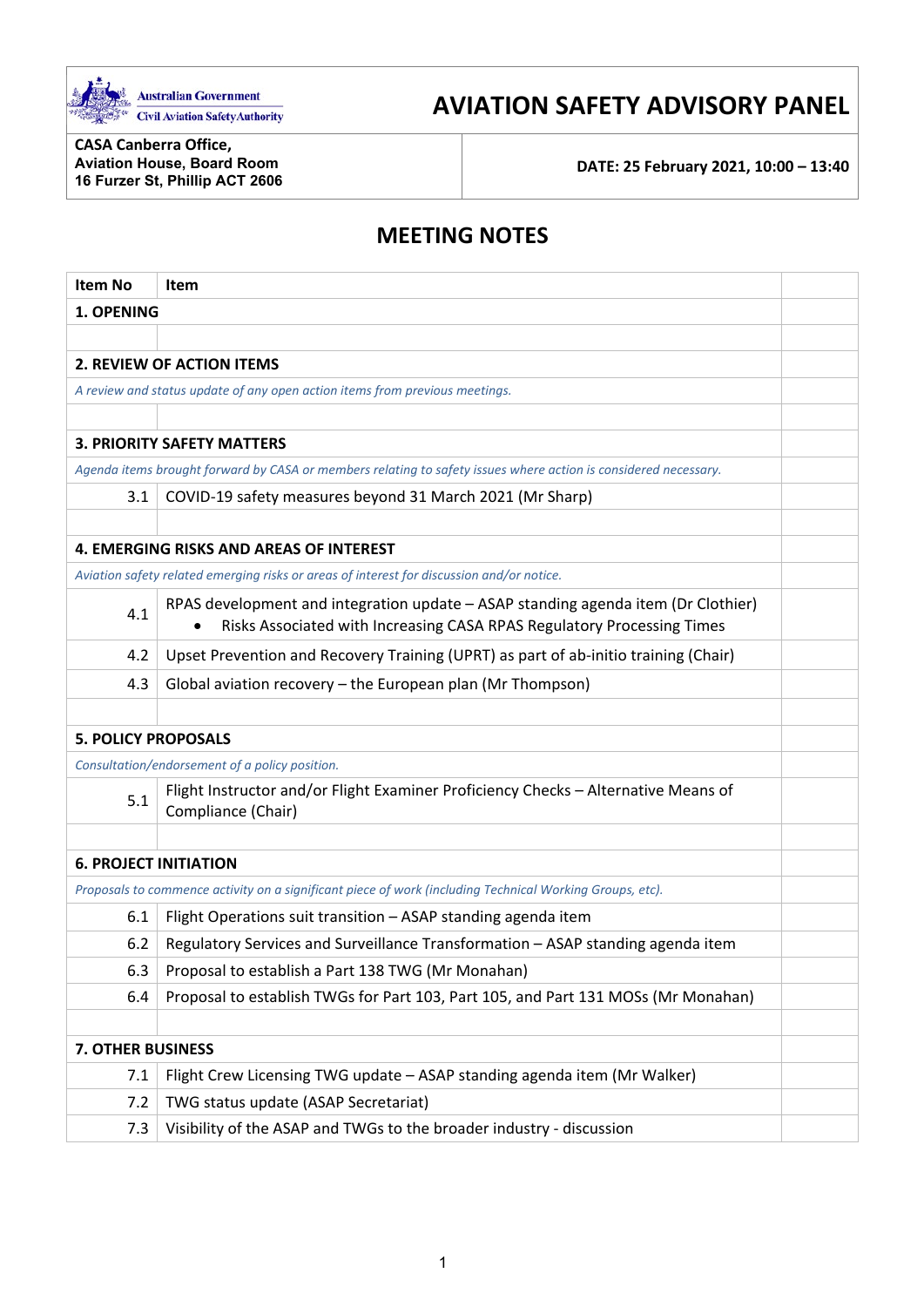Australian Government
Civil Aviation Safety Authority

# AVIATION SAFETY ADVISORY PANEL

| | |
|---|---|
| **CASA Canberra Office, Aviation House, Board Room 16 Furzer St, Phillip ACT 2606** | **DATE: 25 February 2021, 10:00 – 13:40** |

## MEETING NOTES

| Item No | Item | |
|---|---|---|
| **1. OPENING** | | |
| | | |
| **2. REVIEW OF ACTION ITEMS** | | |
| *A review and status update of any open action items from previous meetings.* | | |
| | | |
| **3. PRIORITY SAFETY MATTERS** | | |
| *Agenda items brought forward by CASA or members relating to safety issues where action is considered necessary.* | | |
| 3.1 | COVID-19 safety measures beyond 31 March 2021 (Mr Sharp) | |
| | | |
| **4. EMERGING RISKS AND AREAS OF INTEREST** | | |
| *Aviation safety related emerging risks or areas of interest for discussion and/or notice.* | | |
| 4.1 | RPAS development and integration update – ASAP standing agenda item (Dr Clothier)<br>• Risks Associated with Increasing CASA RPAS Regulatory Processing Times | |
| 4.2 | Upset Prevention and Recovery Training (UPRT) as part of ab-initio training (Chair) | |
| 4.3 | Global aviation recovery – the European plan (Mr Thompson) | |
| | | |
| **5. POLICY PROPOSALS** | | |
| *Consultation/endorsement of a policy position.* | | |
| 5.1 | Flight Instructor and/or Flight Examiner Proficiency Checks – Alternative Means of Compliance (Chair) | |
| | | |
| **6. PROJECT INITIATION** | | |
| *Proposals to commence activity on a significant piece of work (including Technical Working Groups, etc).* | | |
| 6.1 | Flight Operations suit transition – ASAP standing agenda item | |
| 6.2 | Regulatory Services and Surveillance Transformation – ASAP standing agenda item | |
| 6.3 | Proposal to establish a Part 138 TWG (Mr Monahan) | |
| 6.4 | Proposal to establish TWGs for Part 103, Part 105, and Part 131 MOSs (Mr Monahan) | |
| | | |
| **7. OTHER BUSINESS** | | |
| 7.1 | Flight Crew Licensing TWG update – ASAP standing agenda item (Mr Walker) | |
| 7.2 | TWG status update (ASAP Secretariat) | |
| 7.3 | Visibility of the ASAP and TWGs to the broader industry - discussion | |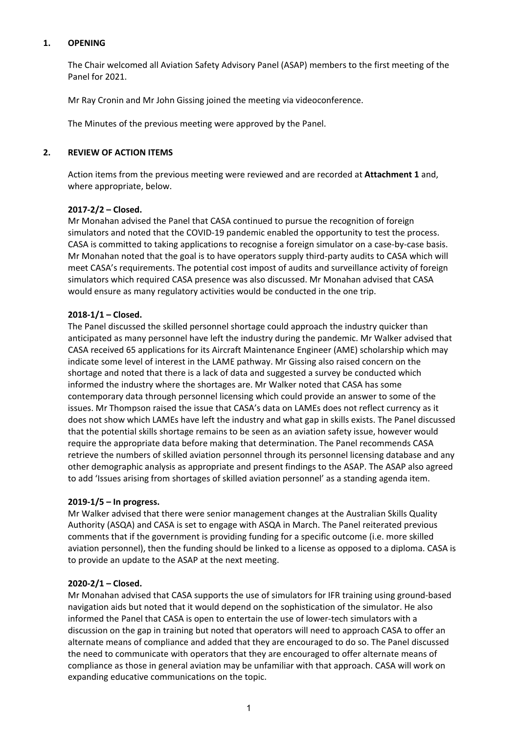## 1. OPENING

The Chair welcomed all Aviation Safety Advisory Panel (ASAP) members to the first meeting of the Panel for 2021.

Mr Ray Cronin and Mr John Gissing joined the meeting via videoconference.

The Minutes of the previous meeting were approved by the Panel.

## 2. REVIEW OF ACTION ITEMS

Action items from the previous meeting were reviewed and are recorded at **Attachment 1** and, where appropriate, below.

**2017-2/2 – Closed.**

Mr Monahan advised the Panel that CASA continued to pursue the recognition of foreign simulators and noted that the COVID-19 pandemic enabled the opportunity to test the process. CASA is committed to taking applications to recognise a foreign simulator on a case-by-case basis. Mr Monahan noted that the goal is to have operators supply third-party audits to CASA which will meet CASA's requirements. The potential cost impost of audits and surveillance activity of foreign simulators which required CASA presence was also discussed. Mr Monahan advised that CASA would ensure as many regulatory activities would be conducted in the one trip.

**2018-1/1 – Closed.**

The Panel discussed the skilled personnel shortage could approach the industry quicker than anticipated as many personnel have left the industry during the pandemic. Mr Walker advised that CASA received 65 applications for its Aircraft Maintenance Engineer (AME) scholarship which may indicate some level of interest in the LAME pathway. Mr Gissing also raised concern on the shortage and noted that there is a lack of data and suggested a survey be conducted which informed the industry where the shortages are. Mr Walker noted that CASA has some contemporary data through personnel licensing which could provide an answer to some of the issues. Mr Thompson raised the issue that CASA's data on LAMEs does not reflect currency as it does not show which LAMEs have left the industry and what gap in skills exists. The Panel discussed that the potential skills shortage remains to be seen as an aviation safety issue, however would require the appropriate data before making that determination. The Panel recommends CASA retrieve the numbers of skilled aviation personnel through its personnel licensing database and any other demographic analysis as appropriate and present findings to the ASAP. The ASAP also agreed to add 'Issues arising from shortages of skilled aviation personnel' as a standing agenda item.

**2019-1/5 – In progress.**

Mr Walker advised that there were senior management changes at the Australian Skills Quality Authority (ASQA) and CASA is set to engage with ASQA in March. The Panel reiterated previous comments that if the government is providing funding for a specific outcome (i.e. more skilled aviation personnel), then the funding should be linked to a license as opposed to a diploma. CASA is to provide an update to the ASAP at the next meeting.

**2020-2/1 – Closed.**

Mr Monahan advised that CASA supports the use of simulators for IFR training using ground-based navigation aids but noted that it would depend on the sophistication of the simulator. He also informed the Panel that CASA is open to entertain the use of lower-tech simulators with a discussion on the gap in training but noted that operators will need to approach CASA to offer an alternate means of compliance and added that they are encouraged to do so. The Panel discussed the need to communicate with operators that they are encouraged to offer alternate means of compliance as those in general aviation may be unfamiliar with that approach. CASA will work on expanding educative communications on the topic.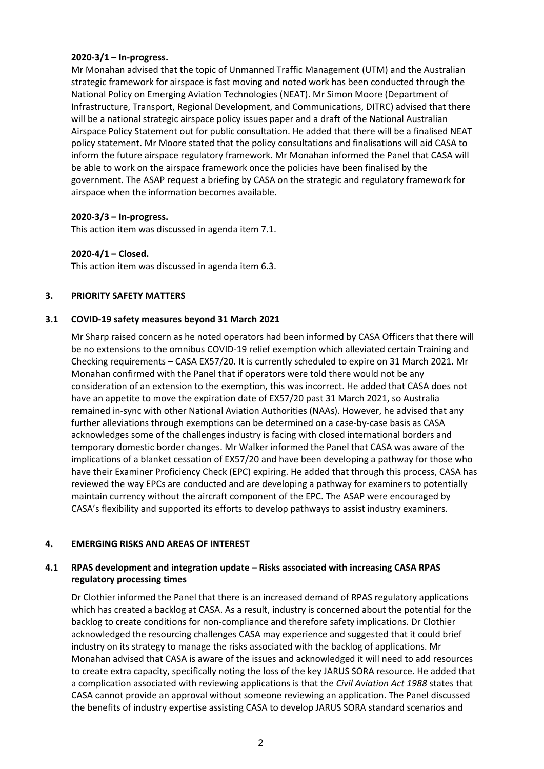**2020-3/1 – In-progress.**

Mr Monahan advised that the topic of Unmanned Traffic Management (UTM) and the Australian strategic framework for airspace is fast moving and noted work has been conducted through the National Policy on Emerging Aviation Technologies (NEAT). Mr Simon Moore (Department of Infrastructure, Transport, Regional Development, and Communications, DITRC) advised that there will be a national strategic airspace policy issues paper and a draft of the National Australian Airspace Policy Statement out for public consultation. He added that there will be a finalised NEAT policy statement. Mr Moore stated that the policy consultations and finalisations will aid CASA to inform the future airspace regulatory framework. Mr Monahan informed the Panel that CASA will be able to work on the airspace framework once the policies have been finalised by the government. The ASAP request a briefing by CASA on the strategic and regulatory framework for airspace when the information becomes available.

**2020-3/3 – In-progress.**

This action item was discussed in agenda item 7.1.

**2020-4/1 – Closed.**

This action item was discussed in agenda item 6.3.

## 3. PRIORITY SAFETY MATTERS

### 3.1 COVID-19 safety measures beyond 31 March 2021

Mr Sharp raised concern as he noted operators had been informed by CASA Officers that there will be no extensions to the omnibus COVID-19 relief exemption which alleviated certain Training and Checking requirements – CASA EX57/20. It is currently scheduled to expire on 31 March 2021. Mr Monahan confirmed with the Panel that if operators were told there would not be any consideration of an extension to the exemption, this was incorrect. He added that CASA does not have an appetite to move the expiration date of EX57/20 past 31 March 2021, so Australia remained in-sync with other National Aviation Authorities (NAAs). However, he advised that any further alleviations through exemptions can be determined on a case-by-case basis as CASA acknowledges some of the challenges industry is facing with closed international borders and temporary domestic border changes. Mr Walker informed the Panel that CASA was aware of the implications of a blanket cessation of EX57/20 and have been developing a pathway for those who have their Examiner Proficiency Check (EPC) expiring. He added that through this process, CASA has reviewed the way EPCs are conducted and are developing a pathway for examiners to potentially maintain currency without the aircraft component of the EPC. The ASAP were encouraged by CASA's flexibility and supported its efforts to develop pathways to assist industry examiners.

## 4. EMERGING RISKS AND AREAS OF INTEREST

### 4.1 RPAS development and integration update – Risks associated with increasing CASA RPAS regulatory processing times

Dr Clothier informed the Panel that there is an increased demand of RPAS regulatory applications which has created a backlog at CASA. As a result, industry is concerned about the potential for the backlog to create conditions for non-compliance and therefore safety implications. Dr Clothier acknowledged the resourcing challenges CASA may experience and suggested that it could brief industry on its strategy to manage the risks associated with the backlog of applications. Mr Monahan advised that CASA is aware of the issues and acknowledged it will need to add resources to create extra capacity, specifically noting the loss of the key JARUS SORA resource. He added that a complication associated with reviewing applications is that the *Civil Aviation Act 1988* states that CASA cannot provide an approval without someone reviewing an application. The Panel discussed the benefits of industry expertise assisting CASA to develop JARUS SORA standard scenarios and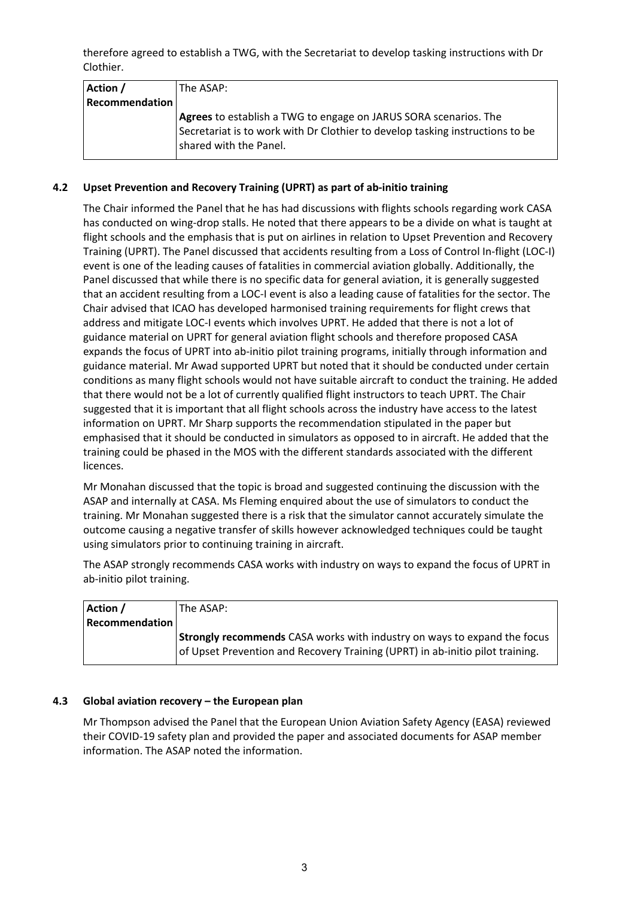therefore agreed to establish a TWG, with the Secretariat to develop tasking instructions with Dr Clothier.

| Action / Recommendation | The ASAP:<br><br>**Agrees** to establish a TWG to engage on JARUS SORA scenarios. The Secretariat is to work with Dr Clothier to develop tasking instructions to be shared with the Panel. |
|---|---|

### 4.2 Upset Prevention and Recovery Training (UPRT) as part of ab-initio training

The Chair informed the Panel that he has had discussions with flights schools regarding work CASA has conducted on wing-drop stalls. He noted that there appears to be a divide on what is taught at flight schools and the emphasis that is put on airlines in relation to Upset Prevention and Recovery Training (UPRT). The Panel discussed that accidents resulting from a Loss of Control In-flight (LOC-I) event is one of the leading causes of fatalities in commercial aviation globally. Additionally, the Panel discussed that while there is no specific data for general aviation, it is generally suggested that an accident resulting from a LOC-I event is also a leading cause of fatalities for the sector. The Chair advised that ICAO has developed harmonised training requirements for flight crews that address and mitigate LOC-I events which involves UPRT. He added that there is not a lot of guidance material on UPRT for general aviation flight schools and therefore proposed CASA expands the focus of UPRT into ab-initio pilot training programs, initially through information and guidance material. Mr Awad supported UPRT but noted that it should be conducted under certain conditions as many flight schools would not have suitable aircraft to conduct the training. He added that there would not be a lot of currently qualified flight instructors to teach UPRT. The Chair suggested that it is important that all flight schools across the industry have access to the latest information on UPRT. Mr Sharp supports the recommendation stipulated in the paper but emphasised that it should be conducted in simulators as opposed to in aircraft. He added that the training could be phased in the MOS with the different standards associated with the different licences.

Mr Monahan discussed that the topic is broad and suggested continuing the discussion with the ASAP and internally at CASA. Ms Fleming enquired about the use of simulators to conduct the training. Mr Monahan suggested there is a risk that the simulator cannot accurately simulate the outcome causing a negative transfer of skills however acknowledged techniques could be taught using simulators prior to continuing training in aircraft.

The ASAP strongly recommends CASA works with industry on ways to expand the focus of UPRT in ab-initio pilot training.

| Action / Recommendation | The ASAP:<br><br>**Strongly recommends** CASA works with industry on ways to expand the focus of Upset Prevention and Recovery Training (UPRT) in ab-initio pilot training. |
|---|---|

### 4.3 Global aviation recovery – the European plan

Mr Thompson advised the Panel that the European Union Aviation Safety Agency (EASA) reviewed their COVID-19 safety plan and provided the paper and associated documents for ASAP member information. The ASAP noted the information.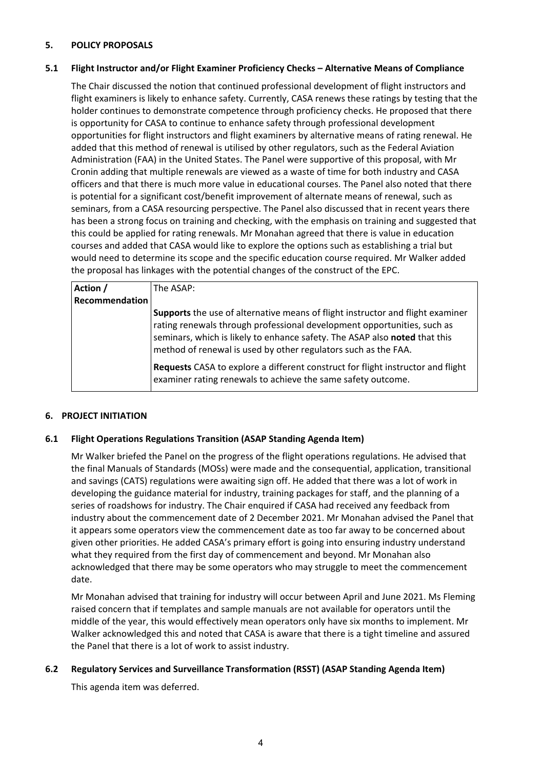## 5. POLICY PROPOSALS

### 5.1 Flight Instructor and/or Flight Examiner Proficiency Checks – Alternative Means of Compliance

The Chair discussed the notion that continued professional development of flight instructors and flight examiners is likely to enhance safety. Currently, CASA renews these ratings by testing that the holder continues to demonstrate competence through proficiency checks. He proposed that there is opportunity for CASA to continue to enhance safety through professional development opportunities for flight instructors and flight examiners by alternative means of rating renewal. He added that this method of renewal is utilised by other regulators, such as the Federal Aviation Administration (FAA) in the United States. The Panel were supportive of this proposal, with Mr Cronin adding that multiple renewals are viewed as a waste of time for both industry and CASA officers and that there is much more value in educational courses. The Panel also noted that there is potential for a significant cost/benefit improvement of alternate means of renewal, such as seminars, from a CASA resourcing perspective. The Panel also discussed that in recent years there has been a strong focus on training and checking, with the emphasis on training and suggested that this could be applied for rating renewals. Mr Monahan agreed that there is value in education courses and added that CASA would like to explore the options such as establishing a trial but would need to determine its scope and the specific education course required. Mr Walker added the proposal has linkages with the potential changes of the construct of the EPC.

| **Action / Recommendation** | The ASAP:<br><br>**Supports** the use of alternative means of flight instructor and flight examiner rating renewals through professional development opportunities, such as seminars, which is likely to enhance safety. The ASAP also **noted** that this method of renewal is used by other regulators such as the FAA.<br><br>**Requests** CASA to explore a different construct for flight instructor and flight examiner rating renewals to achieve the same safety outcome. |
|---|---|

## 6. PROJECT INITIATION

### 6.1 Flight Operations Regulations Transition (ASAP Standing Agenda Item)

Mr Walker briefed the Panel on the progress of the flight operations regulations. He advised that the final Manuals of Standards (MOSs) were made and the consequential, application, transitional and savings (CATS) regulations were awaiting sign off. He added that there was a lot of work in developing the guidance material for industry, training packages for staff, and the planning of a series of roadshows for industry. The Chair enquired if CASA had received any feedback from industry about the commencement date of 2 December 2021. Mr Monahan advised the Panel that it appears some operators view the commencement date as too far away to be concerned about given other priorities. He added CASA's primary effort is going into ensuring industry understand what they required from the first day of commencement and beyond. Mr Monahan also acknowledged that there may be some operators who may struggle to meet the commencement date.

Mr Monahan advised that training for industry will occur between April and June 2021. Ms Fleming raised concern that if templates and sample manuals are not available for operators until the middle of the year, this would effectively mean operators only have six months to implement. Mr Walker acknowledged this and noted that CASA is aware that there is a tight timeline and assured the Panel that there is a lot of work to assist industry.

### 6.2 Regulatory Services and Surveillance Transformation (RSST) (ASAP Standing Agenda Item)

This agenda item was deferred.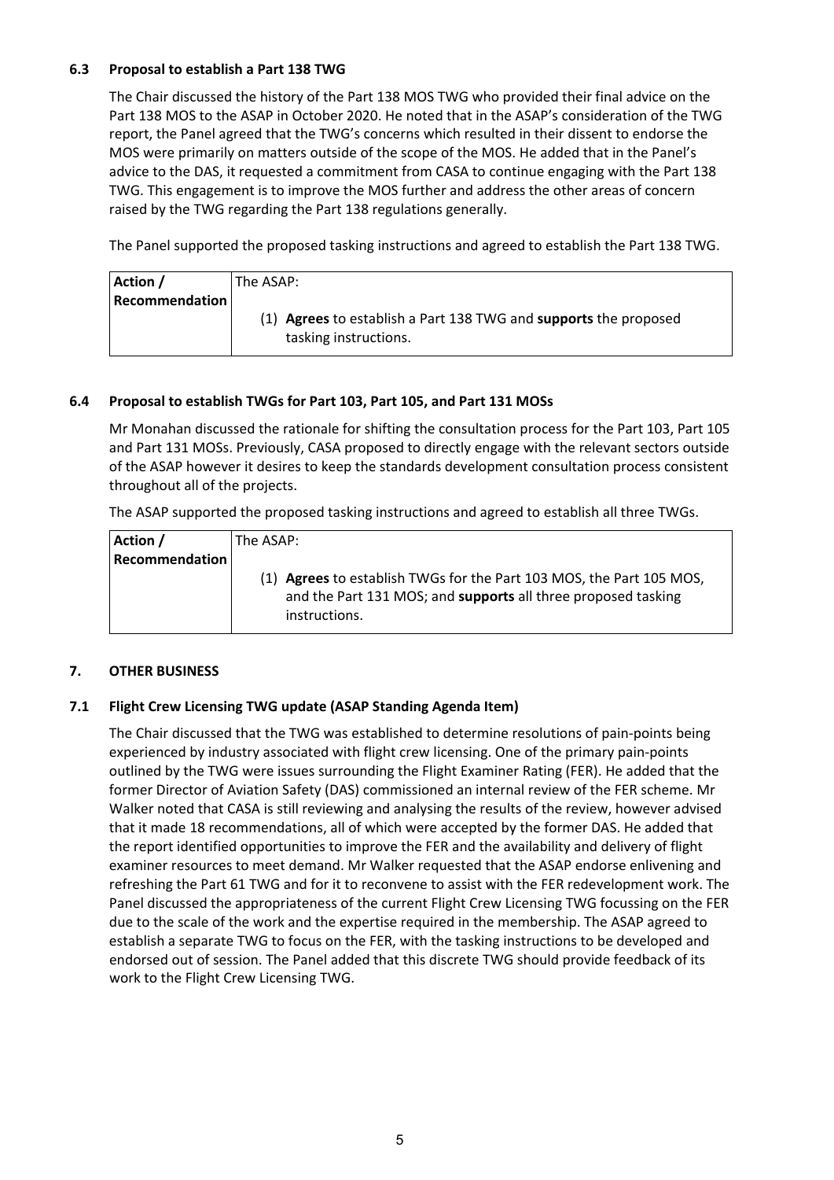### 6.3 Proposal to establish a Part 138 TWG

The Chair discussed the history of the Part 138 MOS TWG who provided their final advice on the Part 138 MOS to the ASAP in October 2020. He noted that in the ASAP's consideration of the TWG report, the Panel agreed that the TWG's concerns which resulted in their dissent to endorse the MOS were primarily on matters outside of the scope of the MOS. He added that in the Panel's advice to the DAS, it requested a commitment from CASA to continue engaging with the Part 138 TWG. This engagement is to improve the MOS further and address the other areas of concern raised by the TWG regarding the Part 138 regulations generally.

The Panel supported the proposed tasking instructions and agreed to establish the Part 138 TWG.

| **Action / Recommendation** | The ASAP:<br><br>(1) **Agrees** to establish a Part 138 TWG and **supports** the proposed tasking instructions. |
|---|---|

### 6.4 Proposal to establish TWGs for Part 103, Part 105, and Part 131 MOSs

Mr Monahan discussed the rationale for shifting the consultation process for the Part 103, Part 105 and Part 131 MOSs. Previously, CASA proposed to directly engage with the relevant sectors outside of the ASAP however it desires to keep the standards development consultation process consistent throughout all of the projects.

The ASAP supported the proposed tasking instructions and agreed to establish all three TWGs.

| **Action / Recommendation** | The ASAP:<br><br>(1) **Agrees** to establish TWGs for the Part 103 MOS, the Part 105 MOS, and the Part 131 MOS; and **supports** all three proposed tasking instructions. |
|---|---|

## 7. OTHER BUSINESS

### 7.1 Flight Crew Licensing TWG update (ASAP Standing Agenda Item)

The Chair discussed that the TWG was established to determine resolutions of pain-points being experienced by industry associated with flight crew licensing. One of the primary pain-points outlined by the TWG were issues surrounding the Flight Examiner Rating (FER). He added that the former Director of Aviation Safety (DAS) commissioned an internal review of the FER scheme. Mr Walker noted that CASA is still reviewing and analysing the results of the review, however advised that it made 18 recommendations, all of which were accepted by the former DAS. He added that the report identified opportunities to improve the FER and the availability and delivery of flight examiner resources to meet demand. Mr Walker requested that the ASAP endorse enlivening and refreshing the Part 61 TWG and for it to reconvene to assist with the FER redevelopment work. The Panel discussed the appropriateness of the current Flight Crew Licensing TWG focussing on the FER due to the scale of the work and the expertise required in the membership. The ASAP agreed to establish a separate TWG to focus on the FER, with the tasking instructions to be developed and endorsed out of session. The Panel added that this discrete TWG should provide feedback of its work to the Flight Crew Licensing TWG.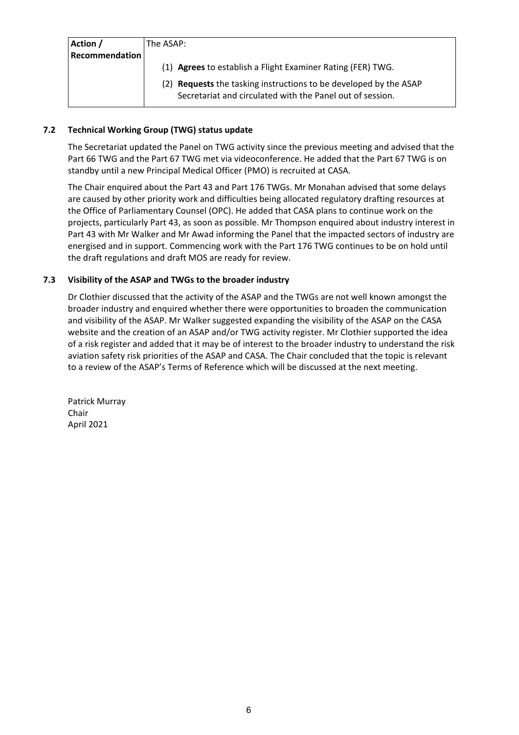| Action / Recommendation | The ASAP:<br>(1) **Agrees** to establish a Flight Examiner Rating (FER) TWG.<br>(2) **Requests** the tasking instructions to be developed by the ASAP Secretariat and circulated with the Panel out of session. |
| --- | --- |

### 7.2 Technical Working Group (TWG) status update

The Secretariat updated the Panel on TWG activity since the previous meeting and advised that the Part 66 TWG and the Part 67 TWG met via videoconference. He added that the Part 67 TWG is on standby until a new Principal Medical Officer (PMO) is recruited at CASA.

The Chair enquired about the Part 43 and Part 176 TWGs. Mr Monahan advised that some delays are caused by other priority work and difficulties being allocated regulatory drafting resources at the Office of Parliamentary Counsel (OPC). He added that CASA plans to continue work on the projects, particularly Part 43, as soon as possible. Mr Thompson enquired about industry interest in Part 43 with Mr Walker and Mr Awad informing the Panel that the impacted sectors of industry are energised and in support. Commencing work with the Part 176 TWG continues to be on hold until the draft regulations and draft MOS are ready for review.

### 7.3 Visibility of the ASAP and TWGs to the broader industry

Dr Clothier discussed that the activity of the ASAP and the TWGs are not well known amongst the broader industry and enquired whether there were opportunities to broaden the communication and visibility of the ASAP. Mr Walker suggested expanding the visibility of the ASAP on the CASA website and the creation of an ASAP and/or TWG activity register. Mr Clothier supported the idea of a risk register and added that it may be of interest to the broader industry to understand the risk aviation safety risk priorities of the ASAP and CASA. The Chair concluded that the topic is relevant to a review of the ASAP's Terms of Reference which will be discussed at the next meeting.

Patrick Murray
Chair
April 2021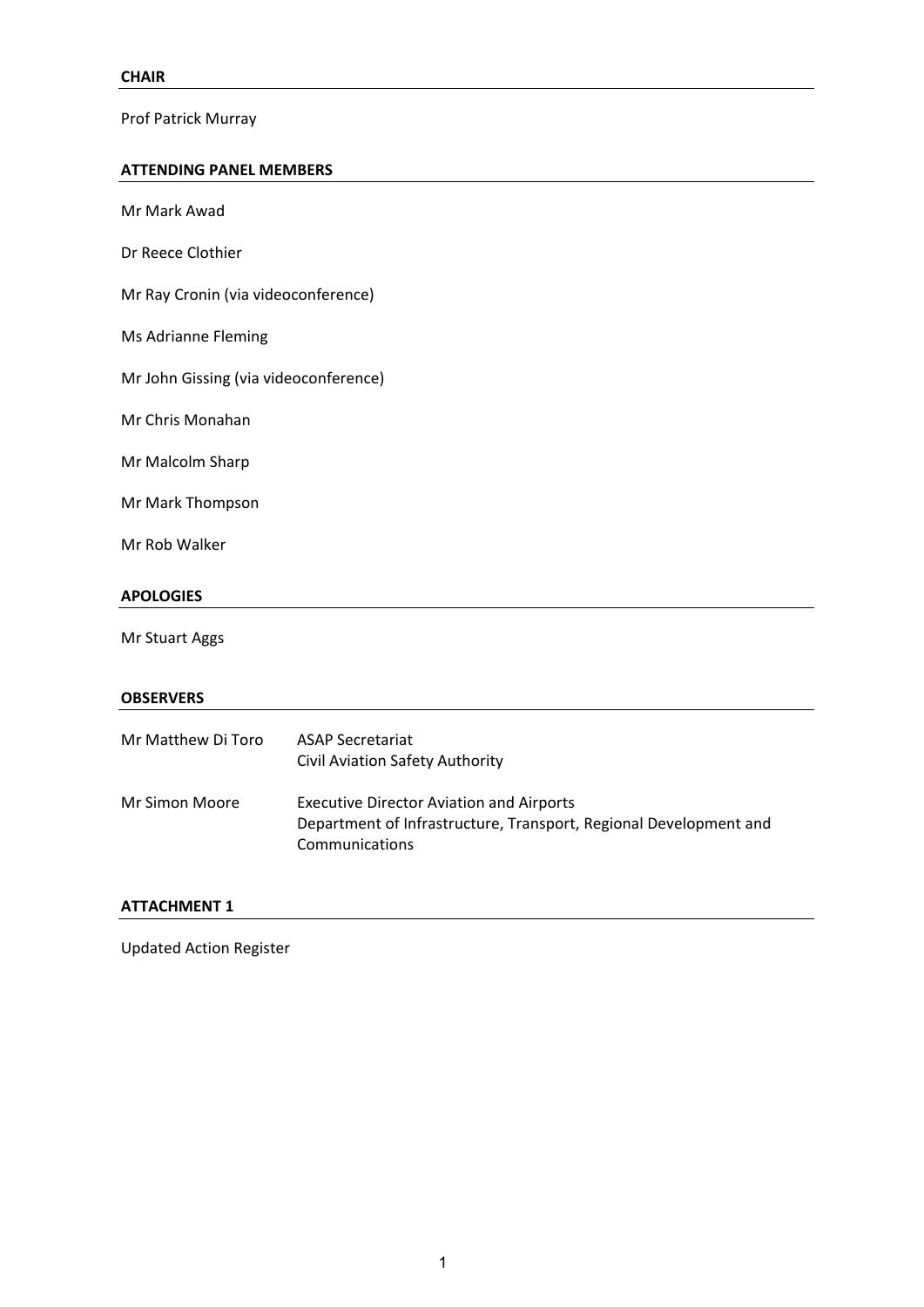## CHAIR

Prof Patrick Murray

## ATTENDING PANEL MEMBERS

Mr Mark Awad

Dr Reece Clothier

Mr Ray Cronin (via videoconference)

Ms Adrianne Fleming

Mr John Gissing (via videoconference)

Mr Chris Monahan

Mr Malcolm Sharp

Mr Mark Thompson

Mr Rob Walker

## APOLOGIES

Mr Stuart Aggs

## OBSERVERS

| | |
|---|---|
| Mr Matthew Di Toro | ASAP Secretariat<br>Civil Aviation Safety Authority |
| Mr Simon Moore | Executive Director Aviation and Airports<br>Department of Infrastructure, Transport, Regional Development and Communications |

## ATTACHMENT 1

Updated Action Register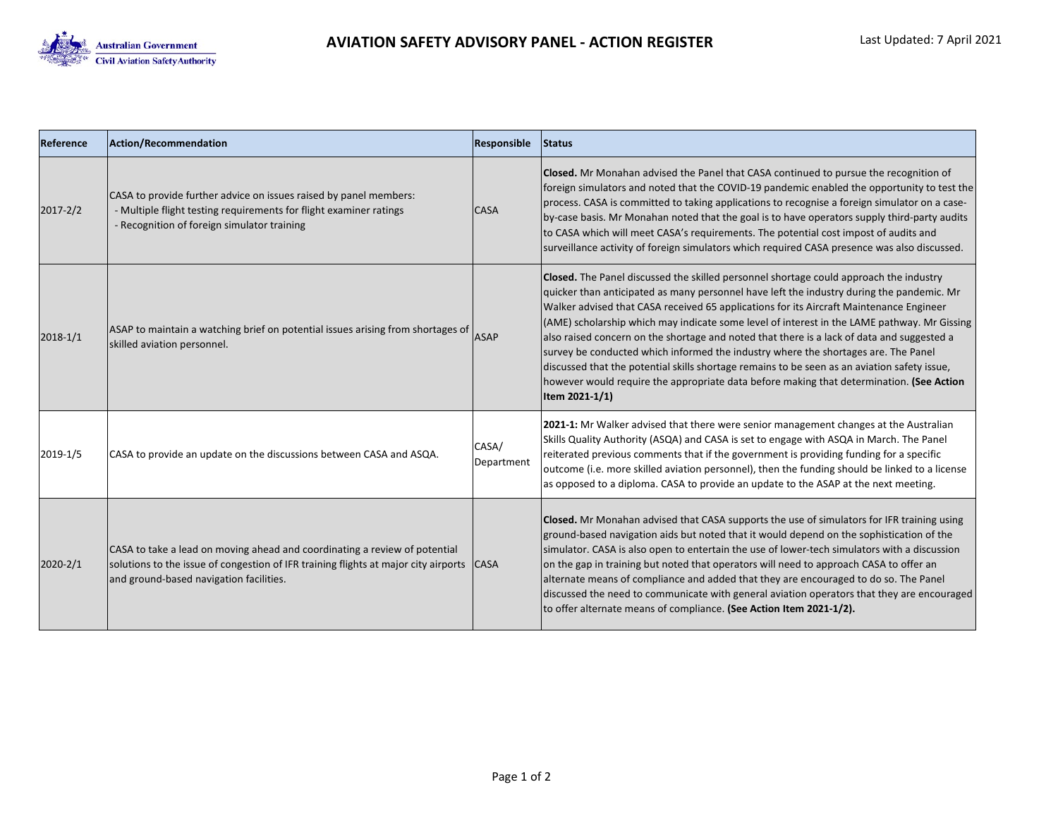# AVIATION SAFETY ADVISORY PANEL - ACTION REGISTER

Last Updated: 7 April 2021

| Reference | Action/Recommendation | Responsible | Status |
|---|---|---|---|
| 2017-2/2 | CASA to provide further advice on issues raised by panel members:<br>- Multiple flight testing requirements for flight examiner ratings<br>- Recognition of foreign simulator training | CASA | **Closed.** Mr Monahan advised the Panel that CASA continued to pursue the recognition of foreign simulators and noted that the COVID-19 pandemic enabled the opportunity to test the process. CASA is committed to taking applications to recognise a foreign simulator on a case-by-case basis. Mr Monahan noted that the goal is to have operators supply third-party audits to CASA which will meet CASA's requirements. The potential cost impost of audits and surveillance activity of foreign simulators which required CASA presence was also discussed. |
| 2018-1/1 | ASAP to maintain a watching brief on potential issues arising from shortages of skilled aviation personnel. | ASAP | **Closed.** The Panel discussed the skilled personnel shortage could approach the industry quicker than anticipated as many personnel have left the industry during the pandemic. Mr Walker advised that CASA received 65 applications for its Aircraft Maintenance Engineer (AME) scholarship which may indicate some level of interest in the LAME pathway. Mr Gissing also raised concern on the shortage and noted that there is a lack of data and suggested a survey be conducted which informed the industry where the shortages are. The Panel discussed that the potential skills shortage remains to be seen as an aviation safety issue, however would require the appropriate data before making that determination. **(See Action Item 2021-1/1)** |
| 2019-1/5 | CASA to provide an update on the discussions between CASA and ASQA. | CASA/ Department | **2021-1:** Mr Walker advised that there were senior management changes at the Australian Skills Quality Authority (ASQA) and CASA is set to engage with ASQA in March. The Panel reiterated previous comments that if the government is providing funding for a specific outcome (i.e. more skilled aviation personnel), then the funding should be linked to a license as opposed to a diploma. CASA to provide an update to the ASAP at the next meeting. |
| 2020-2/1 | CASA to take a lead on moving ahead and coordinating a review of potential solutions to the issue of congestion of IFR training flights at major city airports and ground-based navigation facilities. | CASA | **Closed.** Mr Monahan advised that CASA supports the use of simulators for IFR training using ground-based navigation aids but noted that it would depend on the sophistication of the simulator. CASA is also open to entertain the use of lower-tech simulators with a discussion on the gap in training but noted that operators will need to approach CASA to offer an alternate means of compliance and added that they are encouraged to do so. The Panel discussed the need to communicate with general aviation operators that they are encouraged to offer alternate means of compliance. **(See Action Item 2021-1/2).** |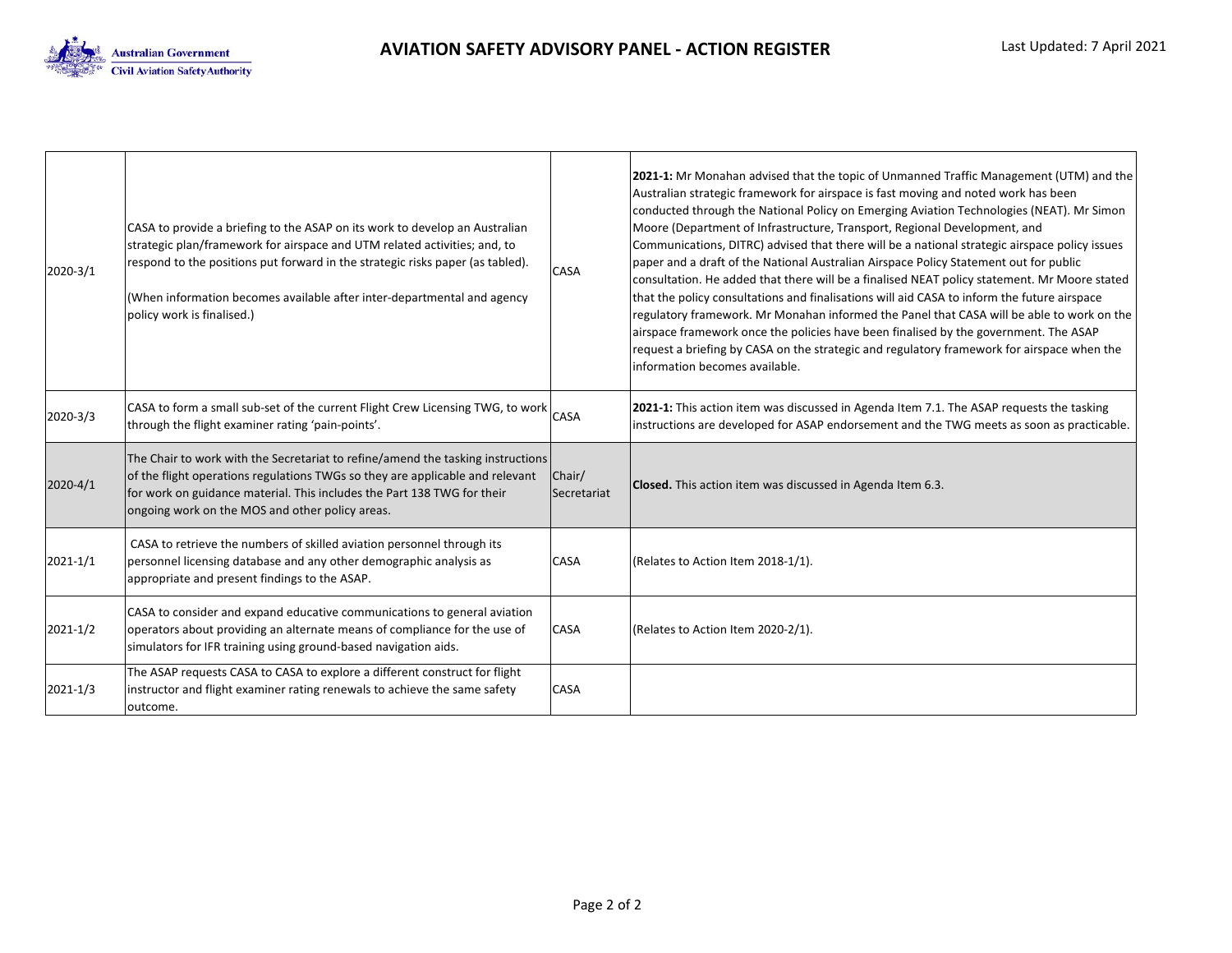| | | | |
|---|---|---|---|
| 2020-3/1 | CASA to provide a briefing to the ASAP on its work to develop an Australian strategic plan/framework for airspace and UTM related activities; and, to respond to the positions put forward in the strategic risks paper (as tabled).<br><br>(When information becomes available after inter-departmental and agency policy work is finalised.) | CASA | **2021-1:** Mr Monahan advised that the topic of Unmanned Traffic Management (UTM) and the Australian strategic framework for airspace is fast moving and noted work has been conducted through the National Policy on Emerging Aviation Technologies (NEAT). Mr Simon Moore (Department of Infrastructure, Transport, Regional Development, and Communications, DITRC) advised that there will be a national strategic airspace policy issues paper and a draft of the National Australian Airspace Policy Statement out for public consultation. He added that there will be a finalised NEAT policy statement. Mr Moore stated that the policy consultations and finalisations will aid CASA to inform the future airspace regulatory framework. Mr Monahan informed the Panel that CASA will be able to work on the airspace framework once the policies have been finalised by the government. The ASAP request a briefing by CASA on the strategic and regulatory framework for airspace when the information becomes available. |
| 2020-3/3 | CASA to form a small sub-set of the current Flight Crew Licensing TWG, to work through the flight examiner rating 'pain-points'. | CASA | **2021-1:** This action item was discussed in Agenda Item 7.1. The ASAP requests the tasking instructions are developed for ASAP endorsement and the TWG meets as soon as practicable. |
| 2020-4/1 | The Chair to work with the Secretariat to refine/amend the tasking instructions of the flight operations regulations TWGs so they are applicable and relevant for work on guidance material. This includes the Part 138 TWG for their ongoing work on the MOS and other policy areas. | Chair/ Secretariat | **Closed.** This action item was discussed in Agenda Item 6.3. |
| 2021-1/1 | CASA to retrieve the numbers of skilled aviation personnel through its personnel licensing database and any other demographic analysis as appropriate and present findings to the ASAP. | CASA | (Relates to Action Item 2018-1/1). |
| 2021-1/2 | CASA to consider and expand educative communications to general aviation operators about providing an alternate means of compliance for the use of simulators for IFR training using ground-based navigation aids. | CASA | (Relates to Action Item 2020-2/1). |
| 2021-1/3 | The ASAP requests CASA to CASA to explore a different construct for flight instructor and flight examiner rating renewals to achieve the same safety outcome. | CASA | |